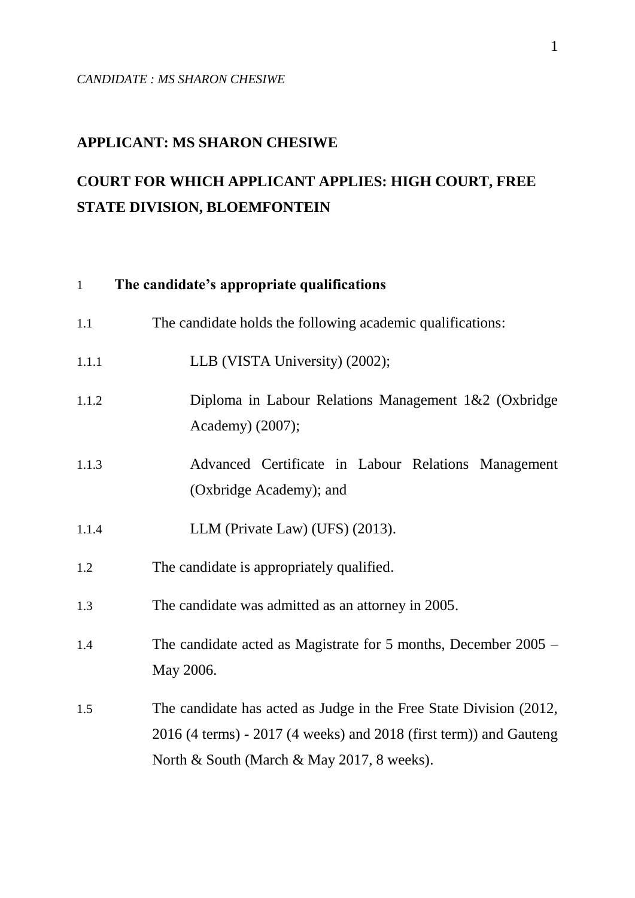*CANDIDATE : MS SHARON CHESIWE*

**APPLICANT: MS SHARON CHESIWE**

**COURT FOR WHICH APPLICANT APPLIES: HIGH COURT, FREE STATE DIVISION, BLOEMFONTEIN**

1 **The candidate's appropriate qualifications**

1.1 The candidate holds the following academic qualifications:

1.1.1 LLB (VISTA University) (2002);

1.1.2 Diploma in Labour Relations Management 1&2 (Oxbridge Academy) (2007);

1.1.3 Advanced Certificate in Labour Relations Management (Oxbridge Academy); and

1.1.4 LLM (Private Law) (UFS) (2013).

1.2 The candidate is appropriately qualified.

1.3 The candidate was admitted as an attorney in 2005.

1.4 The candidate acted as Magistrate for 5 months, December 2005 – May 2006.

1.5 The candidate has acted as Judge in the Free State Division (2012, 2016 (4 terms) - 2017 (4 weeks) and 2018 (first term)) and Gauteng North & South (March & May 2017, 8 weeks).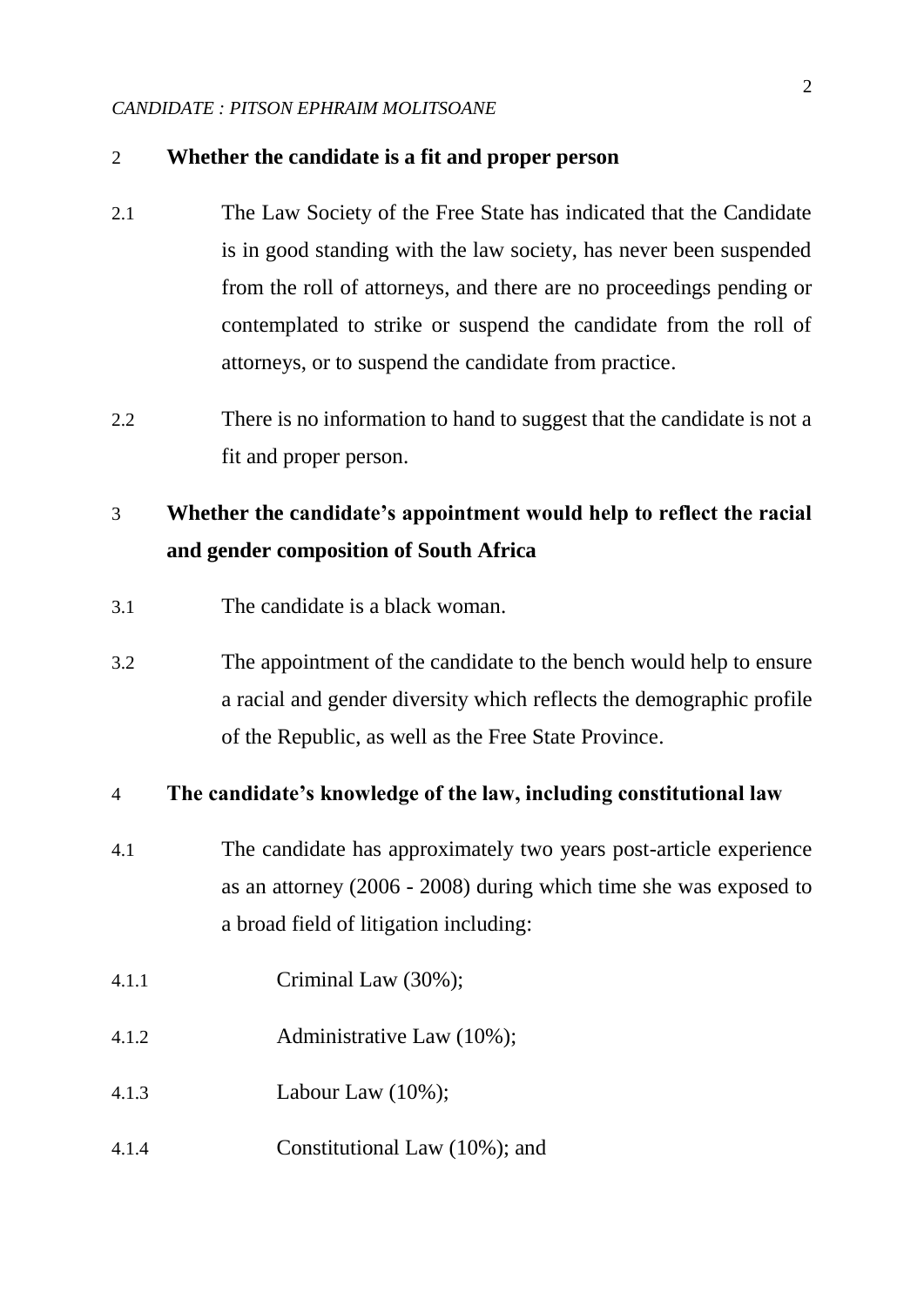## 2 Whether the candidate is a fit and proper person

2.1 The Law Society of the Free State has indicated that the Candidate is in good standing with the law society, has never been suspended from the roll of attorneys, and there are no proceedings pending or contemplated to strike or suspend the candidate from the roll of attorneys, or to suspend the candidate from practice.

2.2 There is no information to hand to suggest that the candidate is not a fit and proper person.

## 3 Whether the candidate's appointment would help to reflect the racial and gender composition of South Africa

3.1 The candidate is a black woman.

3.2 The appointment of the candidate to the bench would help to ensure a racial and gender diversity which reflects the demographic profile of the Republic, as well as the Free State Province.

## 4 The candidate's knowledge of the law, including constitutional law

4.1 The candidate has approximately two years post-article experience as an attorney (2006 - 2008) during which time she was exposed to a broad field of litigation including:

4.1.1 Criminal Law (30%);

4.1.2 Administrative Law (10%);

4.1.3 Labour Law (10%);

4.1.4 Constitutional Law (10%); and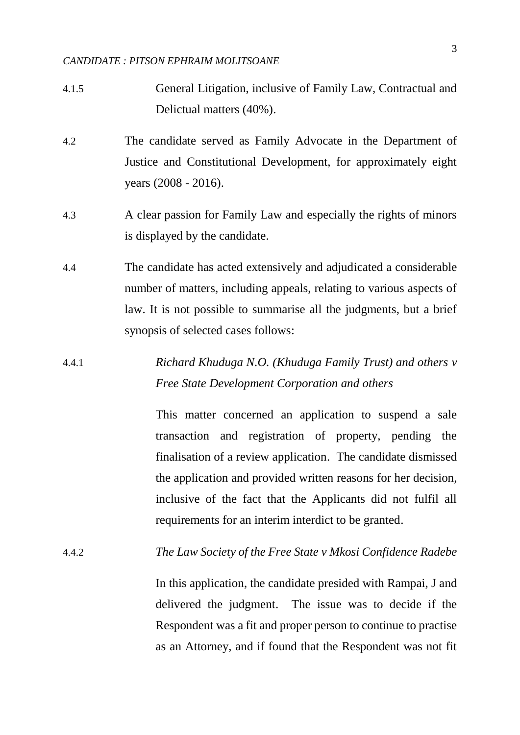4.1.5 General Litigation, inclusive of Family Law, Contractual and Delictual matters (40%).

4.2 The candidate served as Family Advocate in the Department of Justice and Constitutional Development, for approximately eight years (2008 - 2016).

4.3 A clear passion for Family Law and especially the rights of minors is displayed by the candidate.

4.4 The candidate has acted extensively and adjudicated a considerable number of matters, including appeals, relating to various aspects of law. It is not possible to summarise all the judgments, but a brief synopsis of selected cases follows:

4.4.1 *Richard Khuduga N.O. (Khuduga Family Trust) and others v Free State Development Corporation and others*

This matter concerned an application to suspend a sale transaction and registration of property, pending the finalisation of a review application. The candidate dismissed the application and provided written reasons for her decision, inclusive of the fact that the Applicants did not fulfil all requirements for an interim interdict to be granted.

4.4.2 *The Law Society of the Free State v Mkosi Confidence Radebe*

In this application, the candidate presided with Rampai, J and delivered the judgment. The issue was to decide if the Respondent was a fit and proper person to continue to practise as an Attorney, and if found that the Respondent was not fit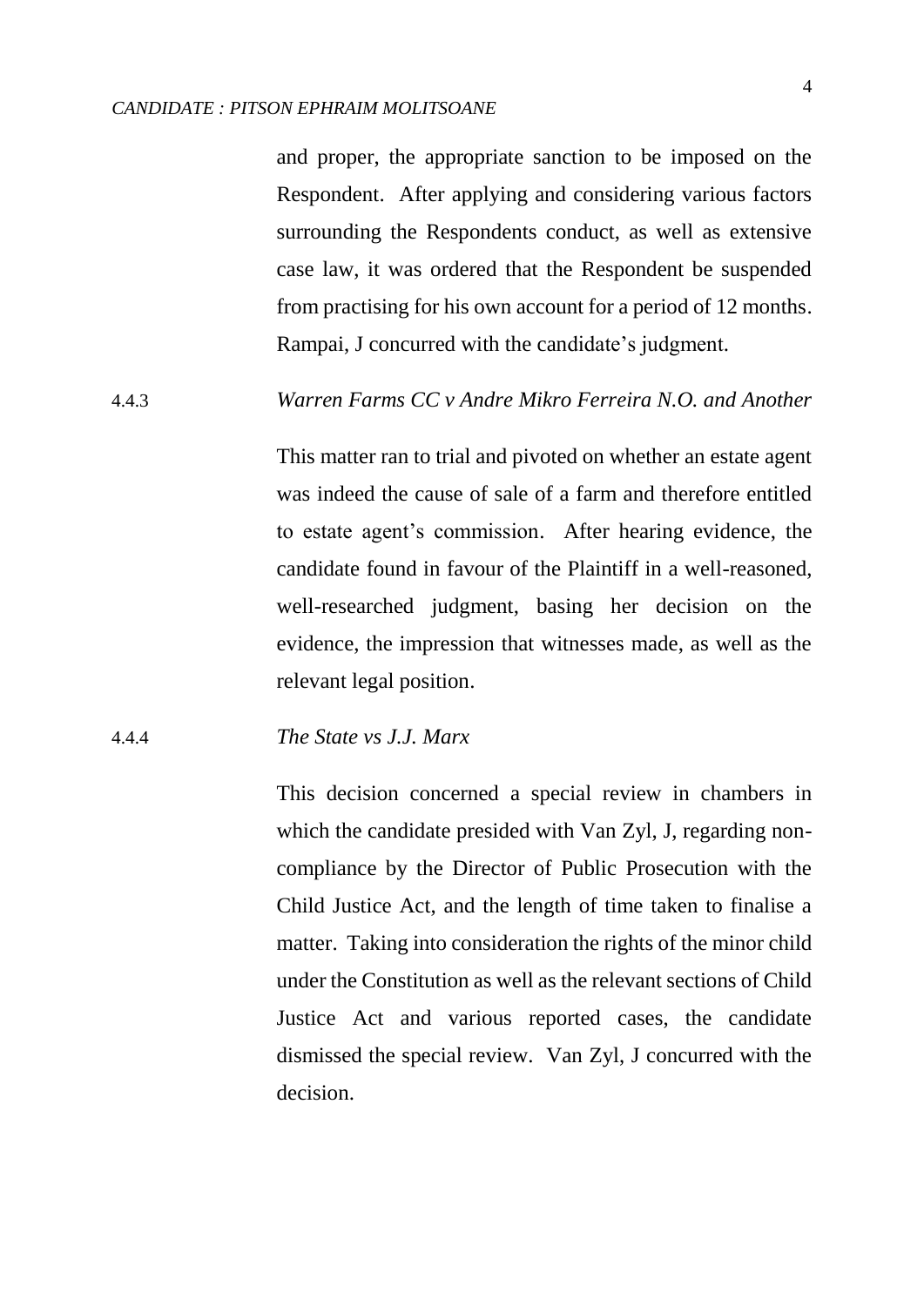and proper, the appropriate sanction to be imposed on the Respondent. After applying and considering various factors surrounding the Respondents conduct, as well as extensive case law, it was ordered that the Respondent be suspended from practising for his own account for a period of 12 months. Rampai, J concurred with the candidate's judgment.

4.4.3 *Warren Farms CC v Andre Mikro Ferreira N.O. and Another*

This matter ran to trial and pivoted on whether an estate agent was indeed the cause of sale of a farm and therefore entitled to estate agent's commission. After hearing evidence, the candidate found in favour of the Plaintiff in a well-reasoned, well-researched judgment, basing her decision on the evidence, the impression that witnesses made, as well as the relevant legal position.

4.4.4 *The State vs J.J. Marx*

This decision concerned a special review in chambers in which the candidate presided with Van Zyl, J, regarding non-compliance by the Director of Public Prosecution with the Child Justice Act, and the length of time taken to finalise a matter. Taking into consideration the rights of the minor child under the Constitution as well as the relevant sections of Child Justice Act and various reported cases, the candidate dismissed the special review. Van Zyl, J concurred with the decision.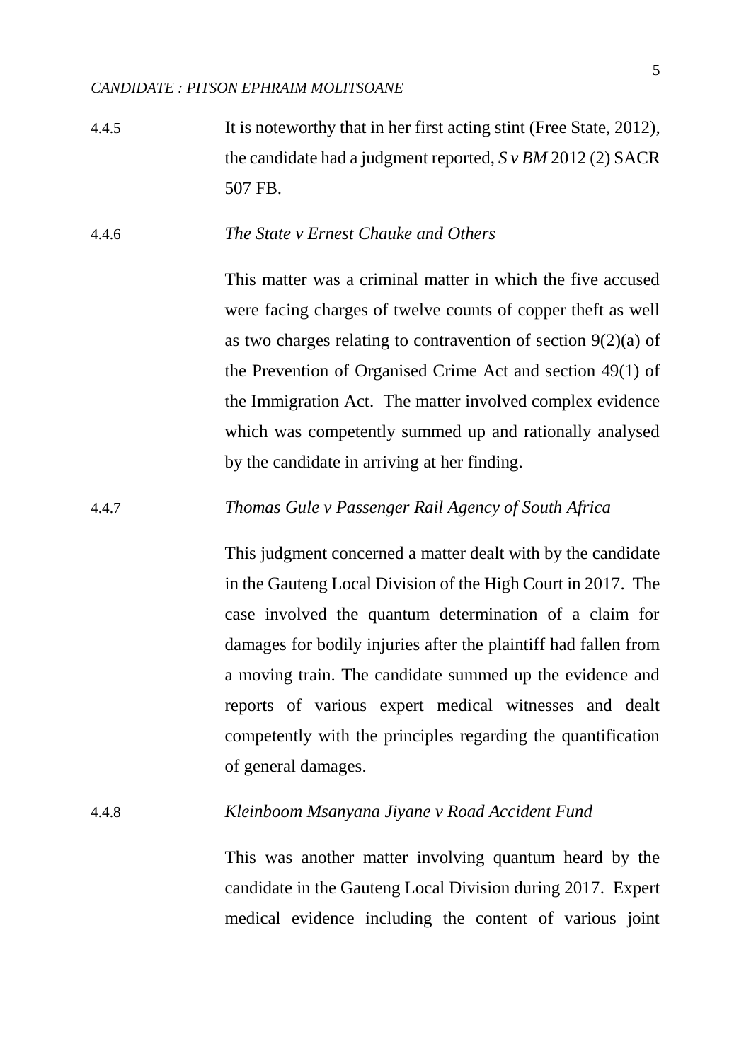4.4.5 It is noteworthy that in her first acting stint (Free State, 2012), the candidate had a judgment reported, *S v BM* 2012 (2) SACR 507 FB.

4.4.6 *The State v Ernest Chauke and Others*

This matter was a criminal matter in which the five accused were facing charges of twelve counts of copper theft as well as two charges relating to contravention of section 9(2)(a) of the Prevention of Organised Crime Act and section 49(1) of the Immigration Act. The matter involved complex evidence which was competently summed up and rationally analysed by the candidate in arriving at her finding.

4.4.7 *Thomas Gule v Passenger Rail Agency of South Africa*

This judgment concerned a matter dealt with by the candidate in the Gauteng Local Division of the High Court in 2017. The case involved the quantum determination of a claim for damages for bodily injuries after the plaintiff had fallen from a moving train. The candidate summed up the evidence and reports of various expert medical witnesses and dealt competently with the principles regarding the quantification of general damages.

4.4.8 *Kleinboom Msanyana Jiyane v Road Accident Fund*

This was another matter involving quantum heard by the candidate in the Gauteng Local Division during 2017. Expert medical evidence including the content of various joint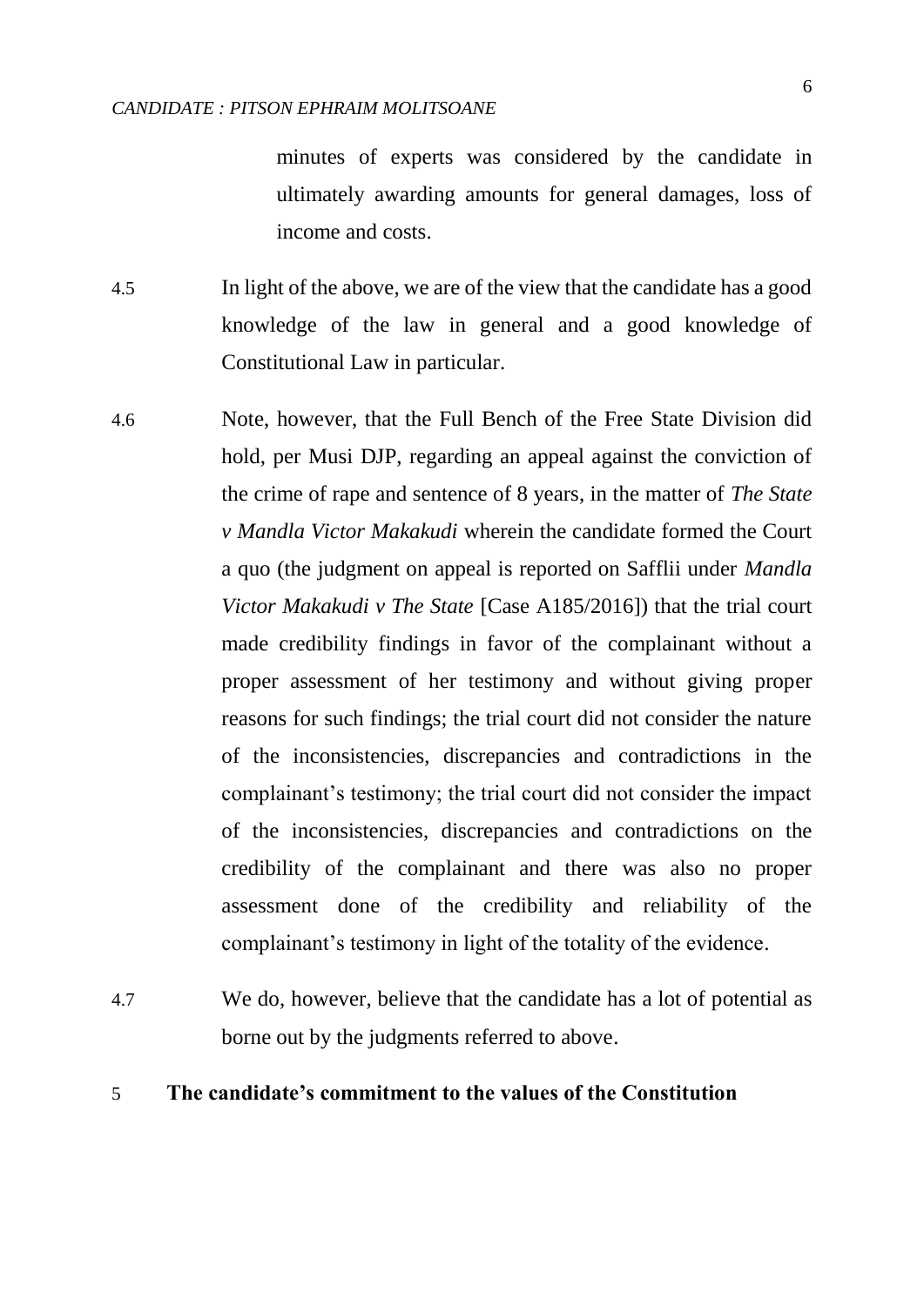minutes of experts was considered by the candidate in ultimately awarding amounts for general damages, loss of income and costs.

4.5 In light of the above, we are of the view that the candidate has a good knowledge of the law in general and a good knowledge of Constitutional Law in particular.

4.6 Note, however, that the Full Bench of the Free State Division did hold, per Musi DJP, regarding an appeal against the conviction of the crime of rape and sentence of 8 years, in the matter of *The State v Mandla Victor Makakudi* wherein the candidate formed the Court a quo (the judgment on appeal is reported on Safflii under *Mandla Victor Makakudi v The State* [Case A185/2016]) that the trial court made credibility findings in favor of the complainant without a proper assessment of her testimony and without giving proper reasons for such findings; the trial court did not consider the nature of the inconsistencies, discrepancies and contradictions in the complainant's testimony; the trial court did not consider the impact of the inconsistencies, discrepancies and contradictions on the credibility of the complainant and there was also no proper assessment done of the credibility and reliability of the complainant's testimony in light of the totality of the evidence.

4.7 We do, however, believe that the candidate has a lot of potential as borne out by the judgments referred to above.

## 5 The candidate's commitment to the values of the Constitution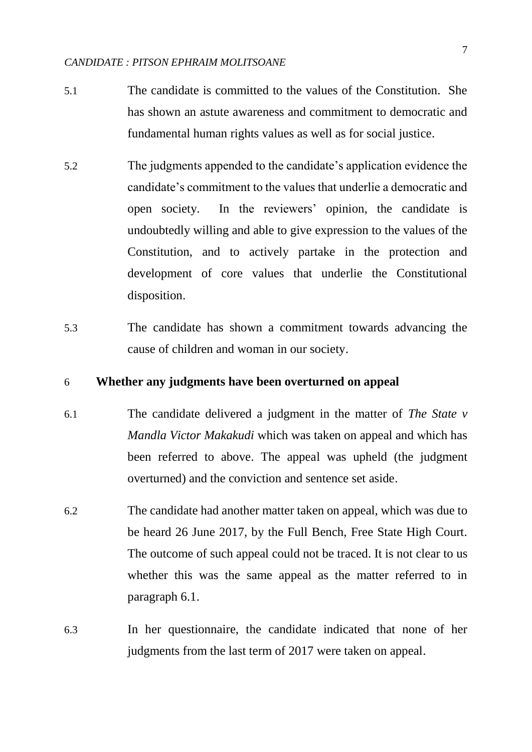5.1 The candidate is committed to the values of the Constitution. She has shown an astute awareness and commitment to democratic and fundamental human rights values as well as for social justice.

5.2 The judgments appended to the candidate's application evidence the candidate's commitment to the values that underlie a democratic and open society. In the reviewers' opinion, the candidate is undoubtedly willing and able to give expression to the values of the Constitution, and to actively partake in the protection and development of core values that underlie the Constitutional disposition.

5.3 The candidate has shown a commitment towards advancing the cause of children and woman in our society.

## 6 Whether any judgments have been overturned on appeal

6.1 The candidate delivered a judgment in the matter of *The State v Mandla Victor Makakudi* which was taken on appeal and which has been referred to above. The appeal was upheld (the judgment overturned) and the conviction and sentence set aside.

6.2 The candidate had another matter taken on appeal, which was due to be heard 26 June 2017, by the Full Bench, Free State High Court. The outcome of such appeal could not be traced. It is not clear to us whether this was the same appeal as the matter referred to in paragraph 6.1.

6.3 In her questionnaire, the candidate indicated that none of her judgments from the last term of 2017 were taken on appeal.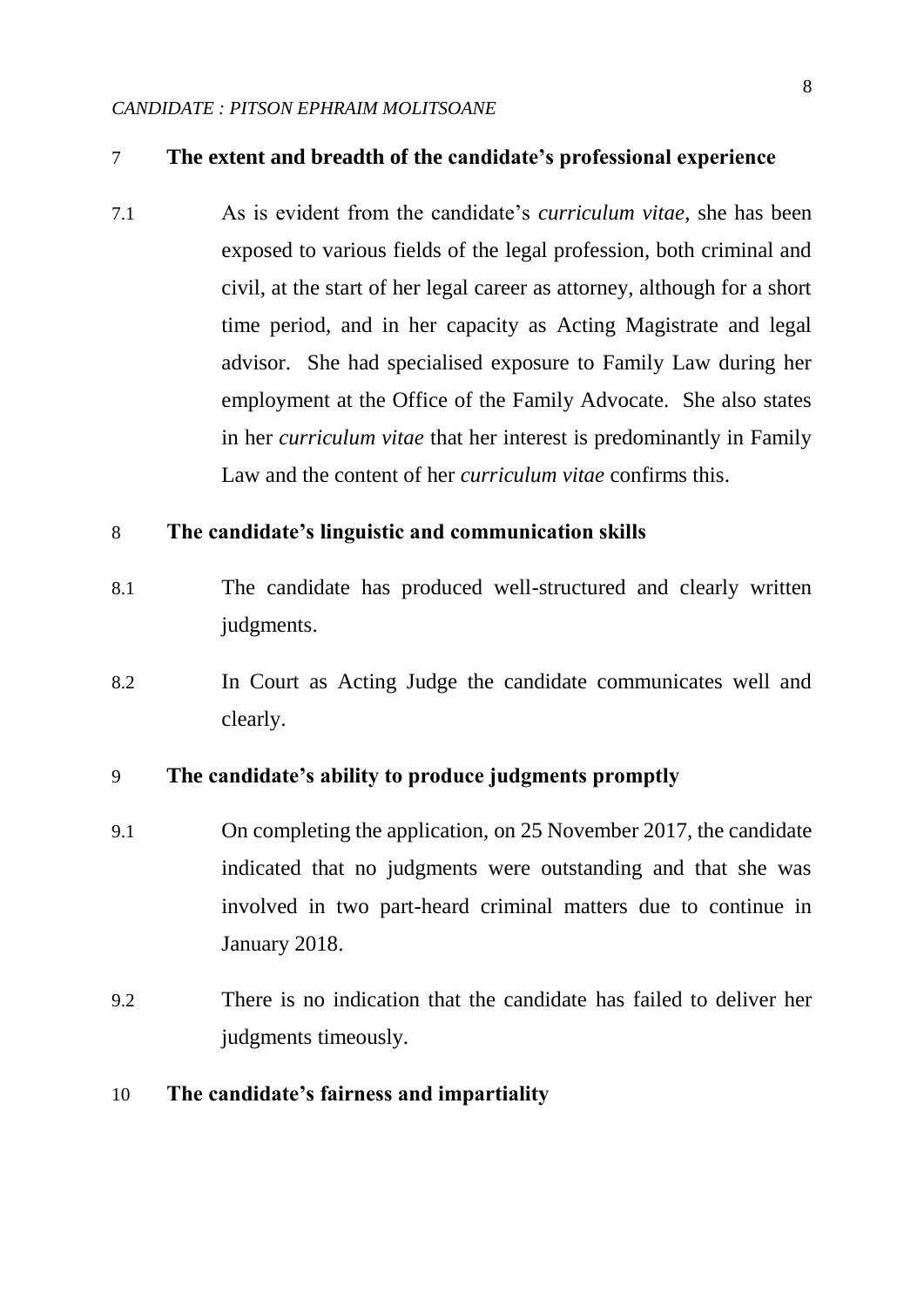## 7 The extent and breadth of the candidate's professional experience

7.1 As is evident from the candidate's *curriculum vitae*, she has been exposed to various fields of the legal profession, both criminal and civil, at the start of her legal career as attorney, although for a short time period, and in her capacity as Acting Magistrate and legal advisor. She had specialised exposure to Family Law during her employment at the Office of the Family Advocate. She also states in her *curriculum vitae* that her interest is predominantly in Family Law and the content of her *curriculum vitae* confirms this.

## 8 The candidate's linguistic and communication skills

8.1 The candidate has produced well-structured and clearly written judgments.

8.2 In Court as Acting Judge the candidate communicates well and clearly.

## 9 The candidate's ability to produce judgments promptly

9.1 On completing the application, on 25 November 2017, the candidate indicated that no judgments were outstanding and that she was involved in two part-heard criminal matters due to continue in January 2018.

9.2 There is no indication that the candidate has failed to deliver her judgments timeously.

## 10 The candidate's fairness and impartiality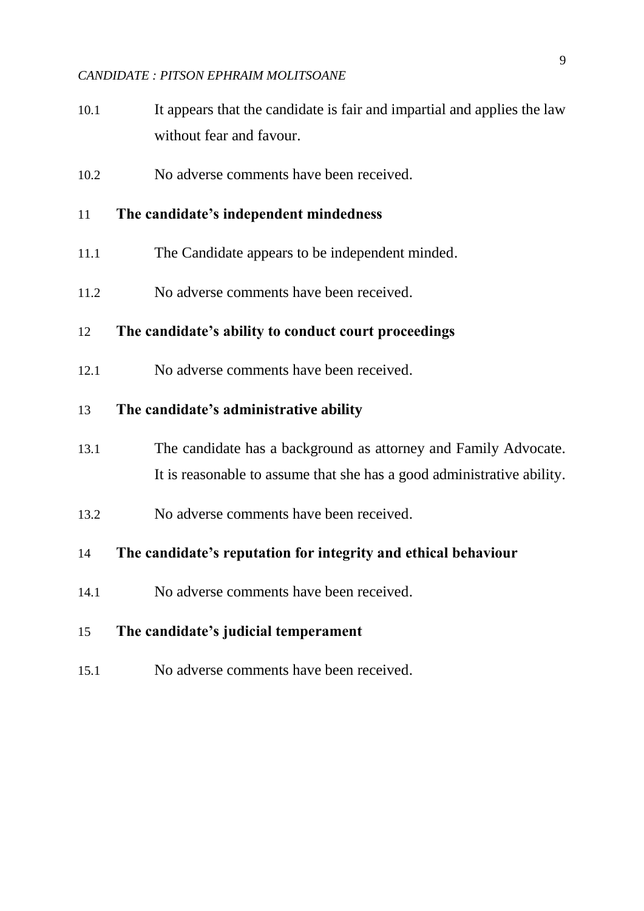10.1 It appears that the candidate is fair and impartial and applies the law without fear and favour.

10.2 No adverse comments have been received.

**11 The candidate's independent mindedness**

11.1 The Candidate appears to be independent minded.

11.2 No adverse comments have been received.

**12 The candidate's ability to conduct court proceedings**

12.1 No adverse comments have been received.

**13 The candidate's administrative ability**

13.1 The candidate has a background as attorney and Family Advocate. It is reasonable to assume that she has a good administrative ability.

13.2 No adverse comments have been received.

**14 The candidate's reputation for integrity and ethical behaviour**

14.1 No adverse comments have been received.

**15 The candidate's judicial temperament**

15.1 No adverse comments have been received.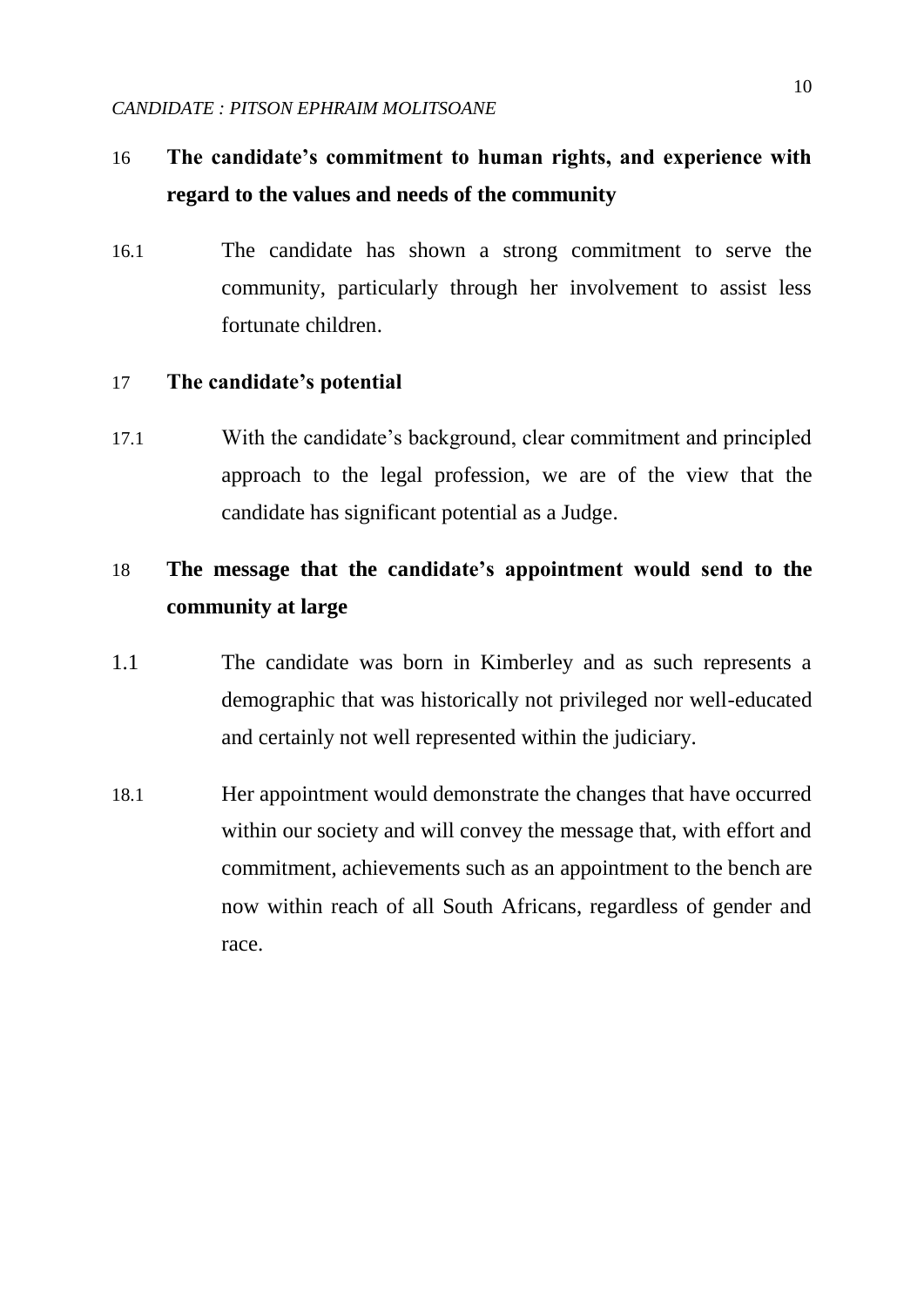16 **The candidate's commitment to human rights, and experience with regard to the values and needs of the community**

16.1 The candidate has shown a strong commitment to serve the community, particularly through her involvement to assist less fortunate children.

17 **The candidate's potential**

17.1 With the candidate's background, clear commitment and principled approach to the legal profession, we are of the view that the candidate has significant potential as a Judge.

18 **The message that the candidate's appointment would send to the community at large**

1.1 The candidate was born in Kimberley and as such represents a demographic that was historically not privileged nor well-educated and certainly not well represented within the judiciary.

18.1 Her appointment would demonstrate the changes that have occurred within our society and will convey the message that, with effort and commitment, achievements such as an appointment to the bench are now within reach of all South Africans, regardless of gender and race.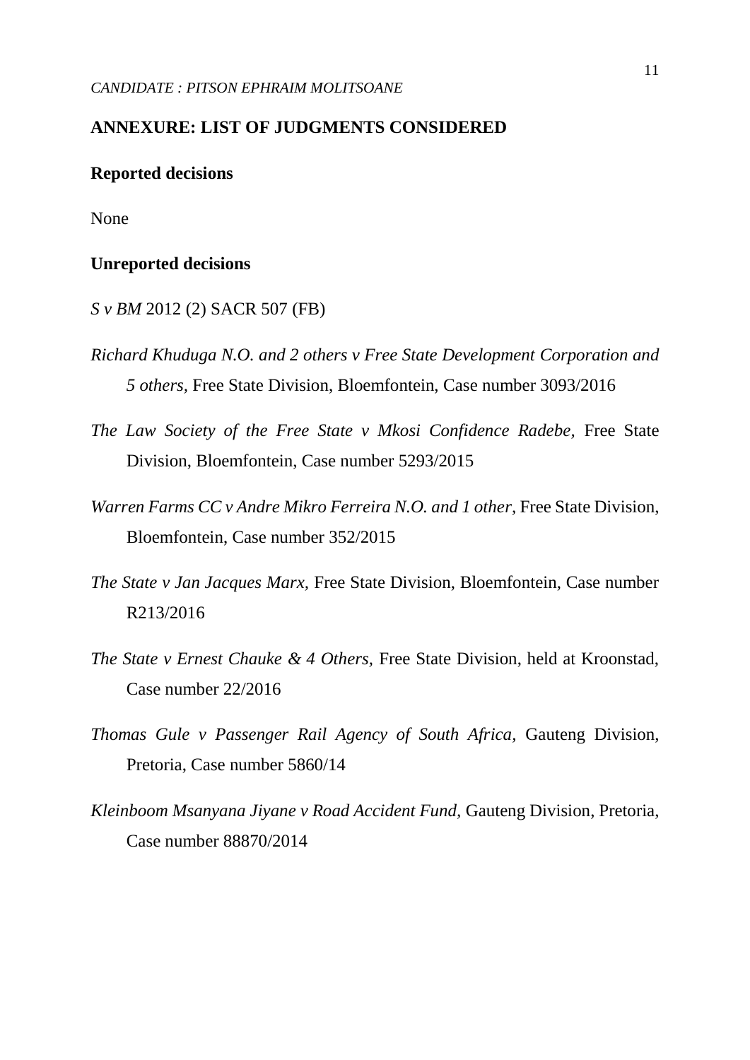## ANNEXURE: LIST OF JUDGMENTS CONSIDERED

### Reported decisions

None

### Unreported decisions

*S v BM* 2012 (2) SACR 507 (FB)

*Richard Khuduga N.O. and 2 others v Free State Development Corporation and 5 others,* Free State Division, Bloemfontein, Case number 3093/2016

*The Law Society of the Free State v Mkosi Confidence Radebe,* Free State Division, Bloemfontein, Case number 5293/2015

*Warren Farms CC v Andre Mikro Ferreira N.O. and 1 other,* Free State Division, Bloemfontein, Case number 352/2015

*The State v Jan Jacques Marx,* Free State Division, Bloemfontein, Case number R213/2016

*The State v Ernest Chauke & 4 Others,* Free State Division, held at Kroonstad, Case number 22/2016

*Thomas Gule v Passenger Rail Agency of South Africa,* Gauteng Division, Pretoria, Case number 5860/14

*Kleinboom Msanyana Jiyane v Road Accident Fund,* Gauteng Division, Pretoria, Case number 88870/2014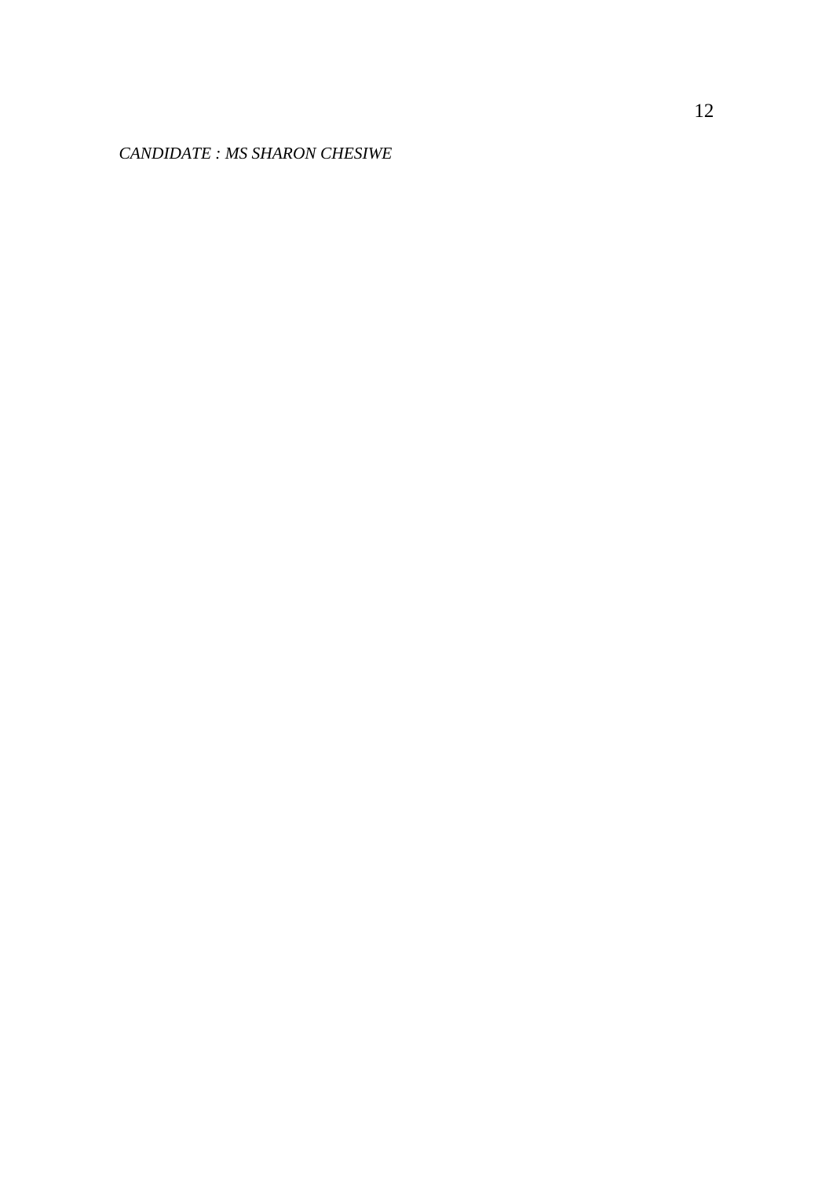*CANDIDATE : MS SHARON CHESIWE*